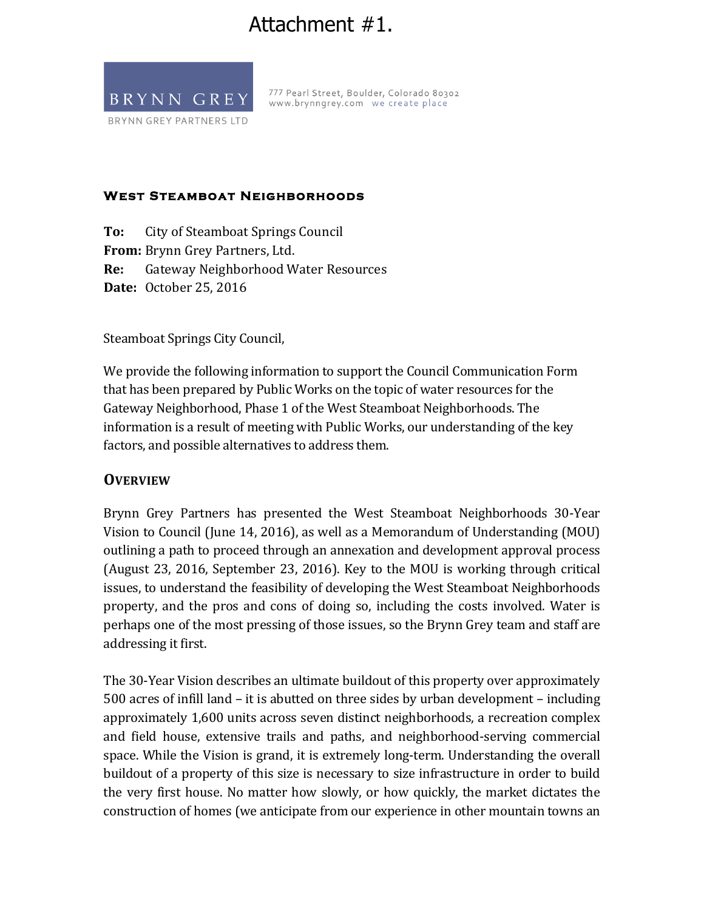Attachment #1.

BRYNN GREY

BRYNN GREY PARTNERS LTD

777 Pearl Street, Boulder, Colorado 80302
www.brynngrey.com we create place

## West Steamboat Neighborhoods

**To:** City of Steamboat Springs Council
**From:** Brynn Grey Partners, Ltd.
**Re:** Gateway Neighborhood Water Resources
**Date:** October 25, 2016

Steamboat Springs City Council,

We provide the following information to support the Council Communication Form that has been prepared by Public Works on the topic of water resources for the Gateway Neighborhood, Phase 1 of the West Steamboat Neighborhoods. The information is a result of meeting with Public Works, our understanding of the key factors, and possible alternatives to address them.

### Overview

Brynn Grey Partners has presented the West Steamboat Neighborhoods 30-Year Vision to Council (June 14, 2016), as well as a Memorandum of Understanding (MOU) outlining a path to proceed through an annexation and development approval process (August 23, 2016, September 23, 2016). Key to the MOU is working through critical issues, to understand the feasibility of developing the West Steamboat Neighborhoods property, and the pros and cons of doing so, including the costs involved. Water is perhaps one of the most pressing of those issues, so the Brynn Grey team and staff are addressing it first.

The 30-Year Vision describes an ultimate buildout of this property over approximately 500 acres of infill land – it is abutted on three sides by urban development – including approximately 1,600 units across seven distinct neighborhoods, a recreation complex and field house, extensive trails and paths, and neighborhood-serving commercial space. While the Vision is grand, it is extremely long-term. Understanding the overall buildout of a property of this size is necessary to size infrastructure in order to build the very first house. No matter how slowly, or how quickly, the market dictates the construction of homes (we anticipate from our experience in other mountain towns an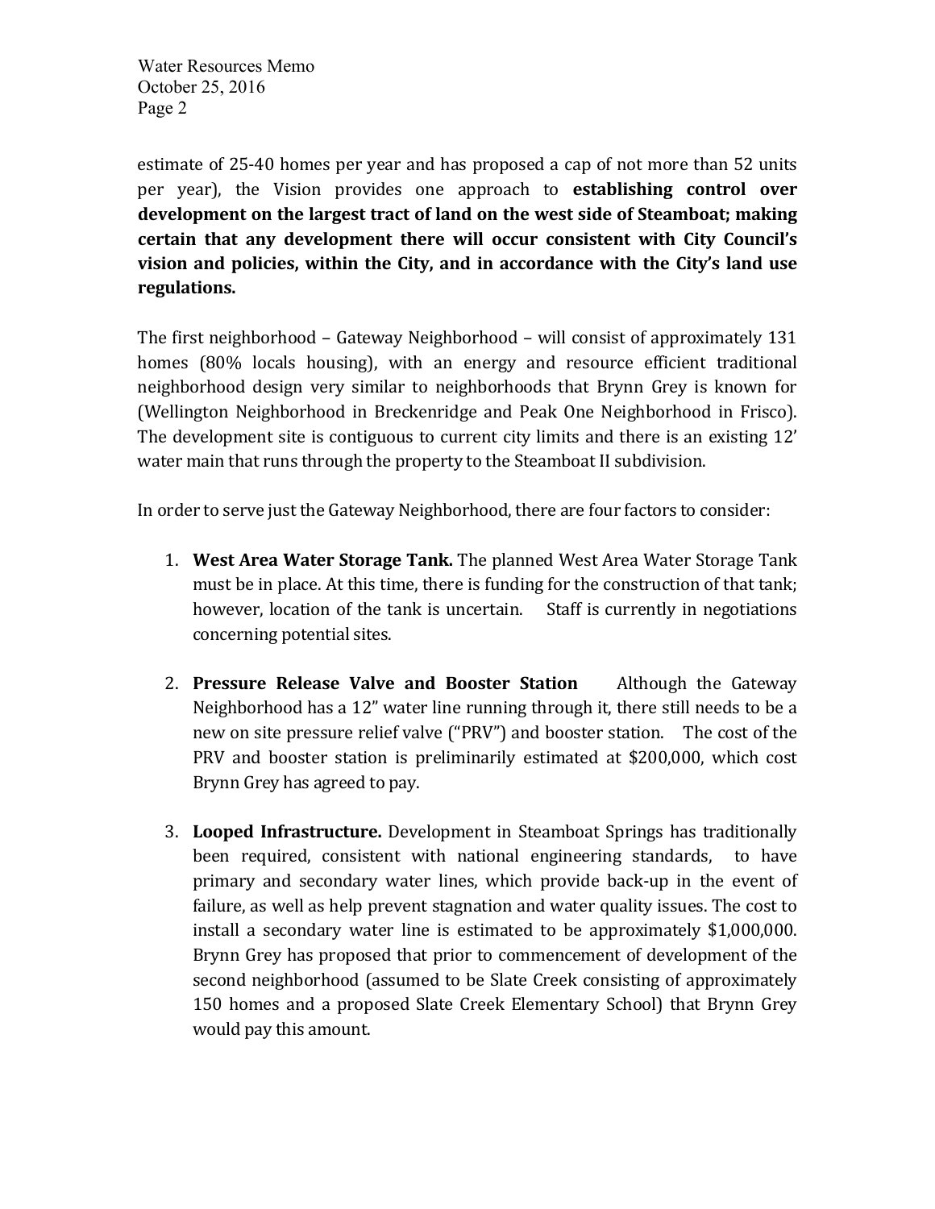estimate of 25-40 homes per year and has proposed a cap of not more than 52 units per year), the Vision provides one approach to **establishing control over development on the largest tract of land on the west side of Steamboat; making certain that any development there will occur consistent with City Council's vision and policies, within the City, and in accordance with the City's land use regulations.**

The first neighborhood – Gateway Neighborhood – will consist of approximately 131 homes (80% locals housing), with an energy and resource efficient traditional neighborhood design very similar to neighborhoods that Brynn Grey is known for (Wellington Neighborhood in Breckenridge and Peak One Neighborhood in Frisco). The development site is contiguous to current city limits and there is an existing 12' water main that runs through the property to the Steamboat II subdivision.

In order to serve just the Gateway Neighborhood, there are four factors to consider:

1. **West Area Water Storage Tank.** The planned West Area Water Storage Tank must be in place. At this time, there is funding for the construction of that tank; however, location of the tank is uncertain. Staff is currently in negotiations concerning potential sites.

2. **Pressure Release Valve and Booster Station** Although the Gateway Neighborhood has a 12" water line running through it, there still needs to be a new on site pressure relief valve ("PRV") and booster station. The cost of the PRV and booster station is preliminarily estimated at $200,000, which cost Brynn Grey has agreed to pay.

3. **Looped Infrastructure.** Development in Steamboat Springs has traditionally been required, consistent with national engineering standards, to have primary and secondary water lines, which provide back-up in the event of failure, as well as help prevent stagnation and water quality issues. The cost to install a secondary water line is estimated to be approximately $1,000,000. Brynn Grey has proposed that prior to commencement of development of the second neighborhood (assumed to be Slate Creek consisting of approximately 150 homes and a proposed Slate Creek Elementary School) that Brynn Grey would pay this amount.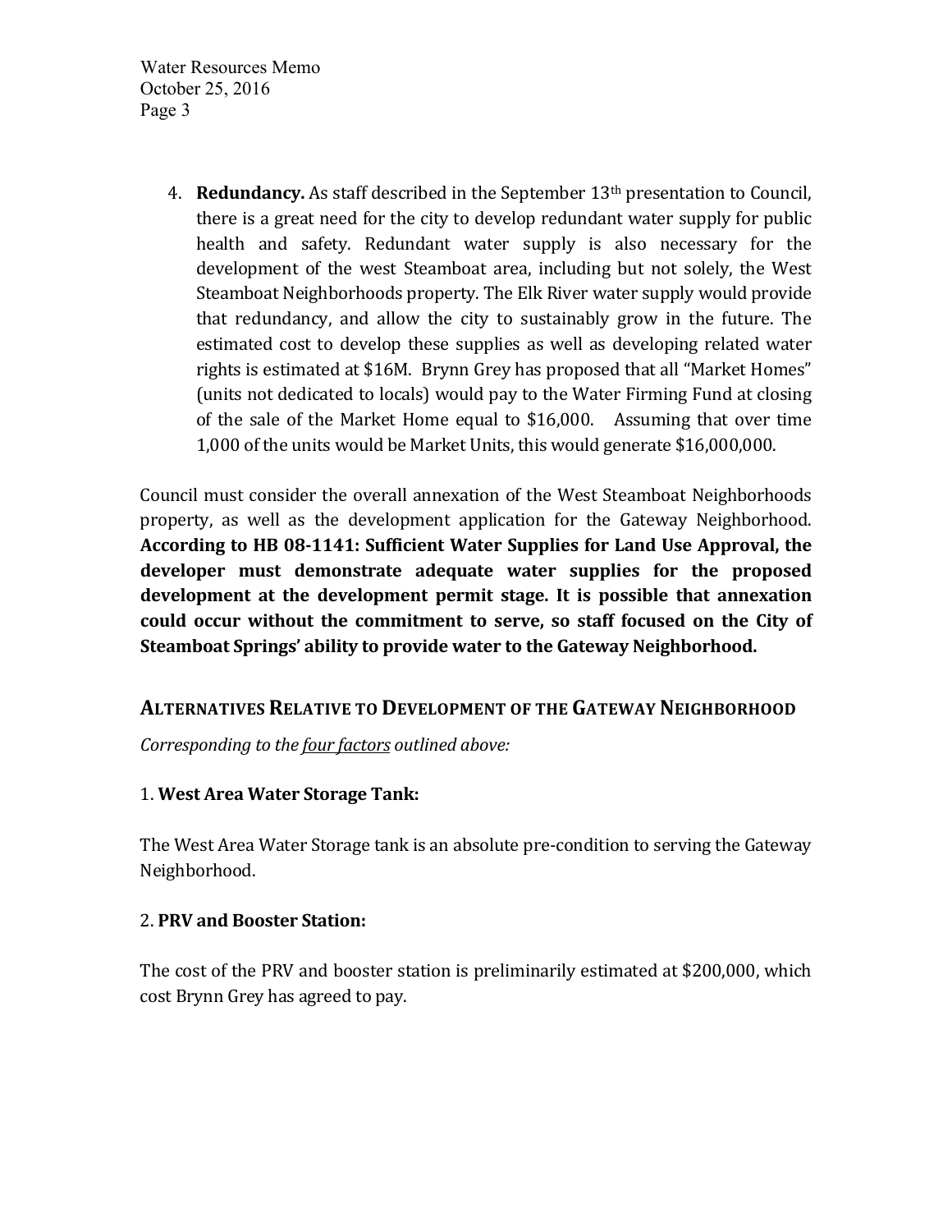4. **Redundancy.** As staff described in the September 13th presentation to Council, there is a great need for the city to develop redundant water supply for public health and safety. Redundant water supply is also necessary for the development of the west Steamboat area, including but not solely, the West Steamboat Neighborhoods property. The Elk River water supply would provide that redundancy, and allow the city to sustainably grow in the future. The estimated cost to develop these supplies as well as developing related water rights is estimated at $16M. Brynn Grey has proposed that all "Market Homes" (units not dedicated to locals) would pay to the Water Firming Fund at closing of the sale of the Market Home equal to $16,000. Assuming that over time 1,000 of the units would be Market Units, this would generate $16,000,000.

Council must consider the overall annexation of the West Steamboat Neighborhoods property, as well as the development application for the Gateway Neighborhood. **According to HB 08-1141: Sufficient Water Supplies for Land Use Approval, the developer must demonstrate adequate water supplies for the proposed development at the development permit stage. It is possible that annexation could occur without the commitment to serve, so staff focused on the City of Steamboat Springs' ability to provide water to the Gateway Neighborhood.**

## ALTERNATIVES RELATIVE TO DEVELOPMENT OF THE GATEWAY NEIGHBORHOOD

*Corresponding to the four factors outlined above:*

1. **West Area Water Storage Tank:**

The West Area Water Storage tank is an absolute pre-condition to serving the Gateway Neighborhood.

2. **PRV and Booster Station:**

The cost of the PRV and booster station is preliminarily estimated at $200,000, which cost Brynn Grey has agreed to pay.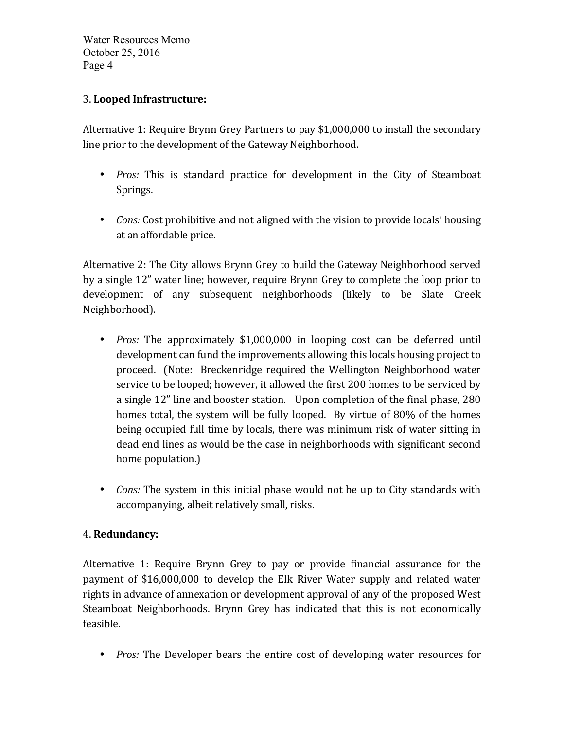3. **Looped Infrastructure:**

Alternative 1: Require Brynn Grey Partners to pay $1,000,000 to install the secondary line prior to the development of the Gateway Neighborhood.

- *Pros:* This is standard practice for development in the City of Steamboat Springs.

- *Cons:* Cost prohibitive and not aligned with the vision to provide locals' housing at an affordable price.

Alternative 2: The City allows Brynn Grey to build the Gateway Neighborhood served by a single 12" water line; however, require Brynn Grey to complete the loop prior to development of any subsequent neighborhoods (likely to be Slate Creek Neighborhood).

- *Pros:* The approximately $1,000,000 in looping cost can be deferred until development can fund the improvements allowing this locals housing project to proceed. (Note: Breckenridge required the Wellington Neighborhood water service to be looped; however, it allowed the first 200 homes to be serviced by a single 12" line and booster station. Upon completion of the final phase, 280 homes total, the system will be fully looped. By virtue of 80% of the homes being occupied full time by locals, there was minimum risk of water sitting in dead end lines as would be the case in neighborhoods with significant second home population.)

- *Cons:* The system in this initial phase would not be up to City standards with accompanying, albeit relatively small, risks.

4. **Redundancy:**

Alternative 1: Require Brynn Grey to pay or provide financial assurance for the payment of $16,000,000 to develop the Elk River Water supply and related water rights in advance of annexation or development approval of any of the proposed West Steamboat Neighborhoods. Brynn Grey has indicated that this is not economically feasible.

- *Pros:* The Developer bears the entire cost of developing water resources for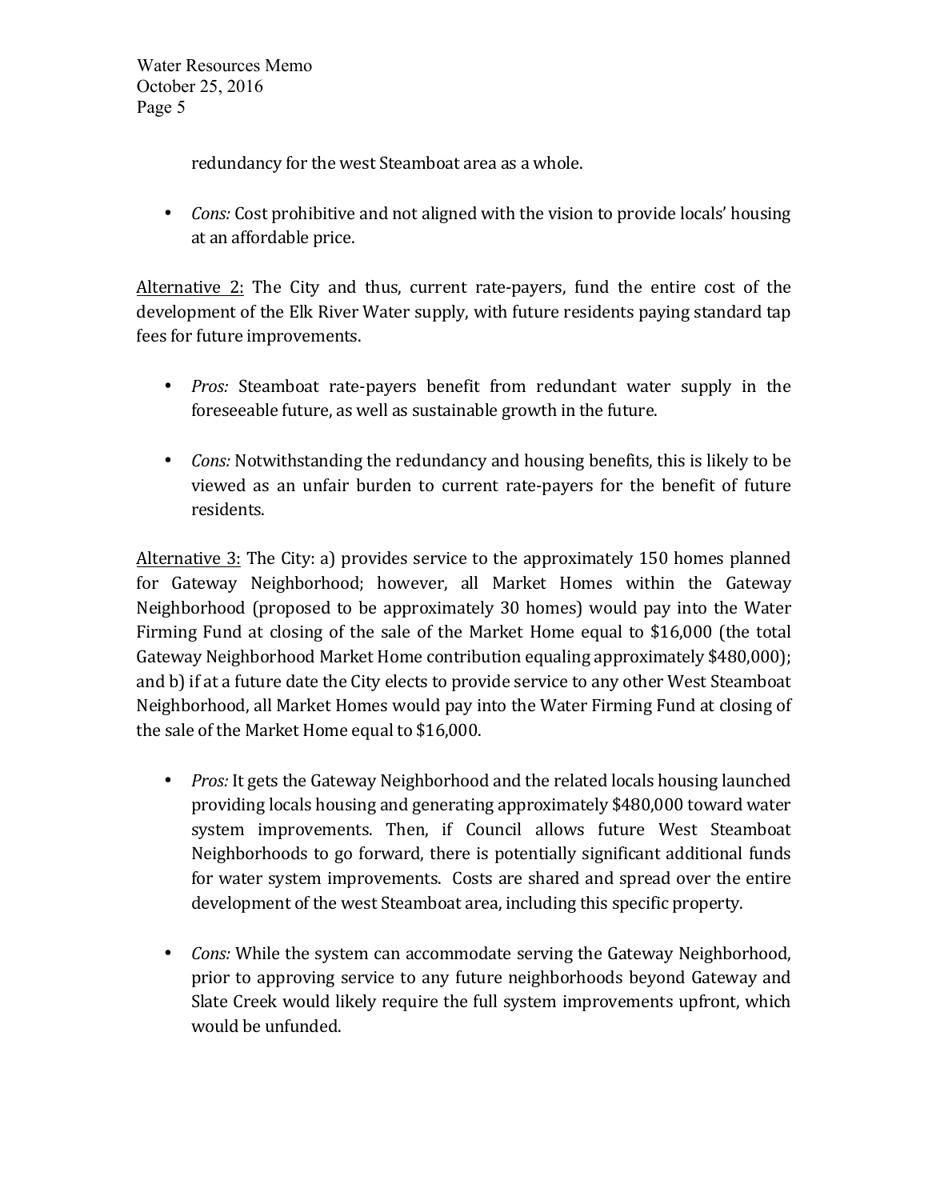redundancy for the west Steamboat area as a whole.

- *Cons:* Cost prohibitive and not aligned with the vision to provide locals' housing at an affordable price.

Alternative 2: The City and thus, current rate-payers, fund the entire cost of the development of the Elk River Water supply, with future residents paying standard tap fees for future improvements.

- *Pros:* Steamboat rate-payers benefit from redundant water supply in the foreseeable future, as well as sustainable growth in the future.

- *Cons:* Notwithstanding the redundancy and housing benefits, this is likely to be viewed as an unfair burden to current rate-payers for the benefit of future residents.

Alternative 3: The City: a) provides service to the approximately 150 homes planned for Gateway Neighborhood; however, all Market Homes within the Gateway Neighborhood (proposed to be approximately 30 homes) would pay into the Water Firming Fund at closing of the sale of the Market Home equal to $16,000 (the total Gateway Neighborhood Market Home contribution equaling approximately $480,000); and b) if at a future date the City elects to provide service to any other West Steamboat Neighborhood, all Market Homes would pay into the Water Firming Fund at closing of the sale of the Market Home equal to $16,000.

- *Pros:* It gets the Gateway Neighborhood and the related locals housing launched providing locals housing and generating approximately $480,000 toward water system improvements. Then, if Council allows future West Steamboat Neighborhoods to go forward, there is potentially significant additional funds for water system improvements. Costs are shared and spread over the entire development of the west Steamboat area, including this specific property.

- *Cons:* While the system can accommodate serving the Gateway Neighborhood, prior to approving service to any future neighborhoods beyond Gateway and Slate Creek would likely require the full system improvements upfront, which would be unfunded.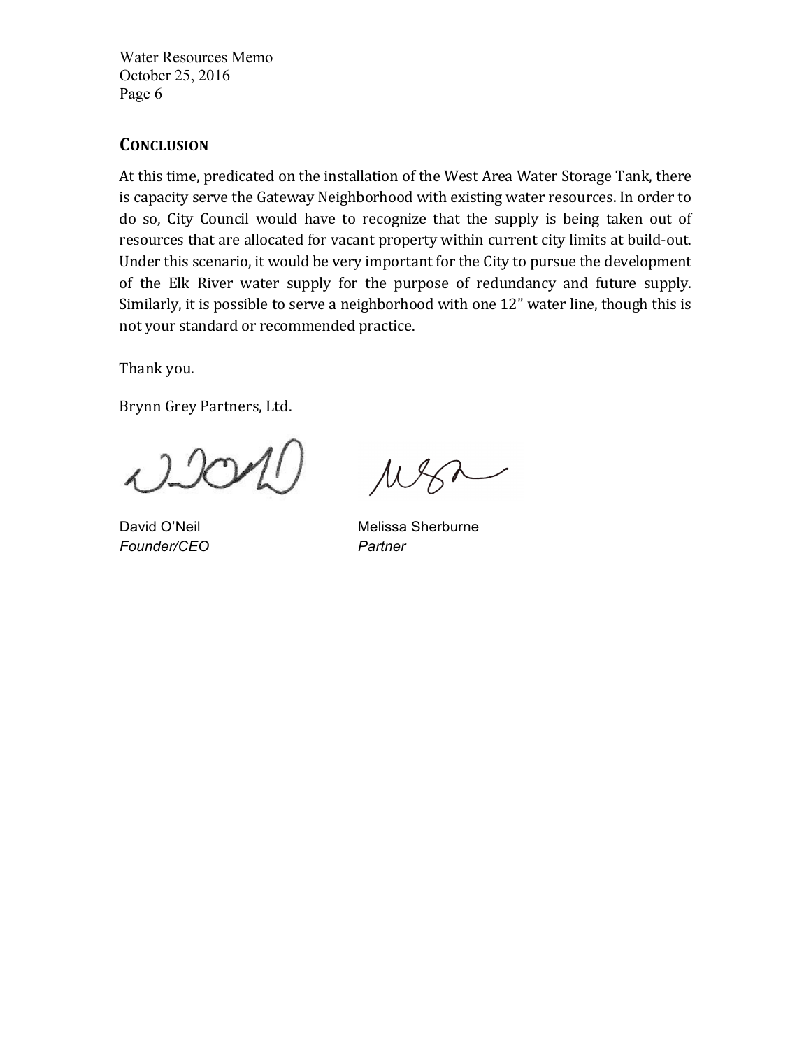## CONCLUSION

At this time, predicated on the installation of the West Area Water Storage Tank, there is capacity serve the Gateway Neighborhood with existing water resources. In order to do so, City Council would have to recognize that the supply is being taken out of resources that are allocated for vacant property within current city limits at build-out. Under this scenario, it would be very important for the City to pursue the development of the Elk River water supply for the purpose of redundancy and future supply. Similarly, it is possible to serve a neighborhood with one 12" water line, though this is not your standard or recommended practice.

Thank you.

Brynn Grey Partners, Ltd.

David O'Neil
*Founder/CEO*

Melissa Sherburne
*Partner*